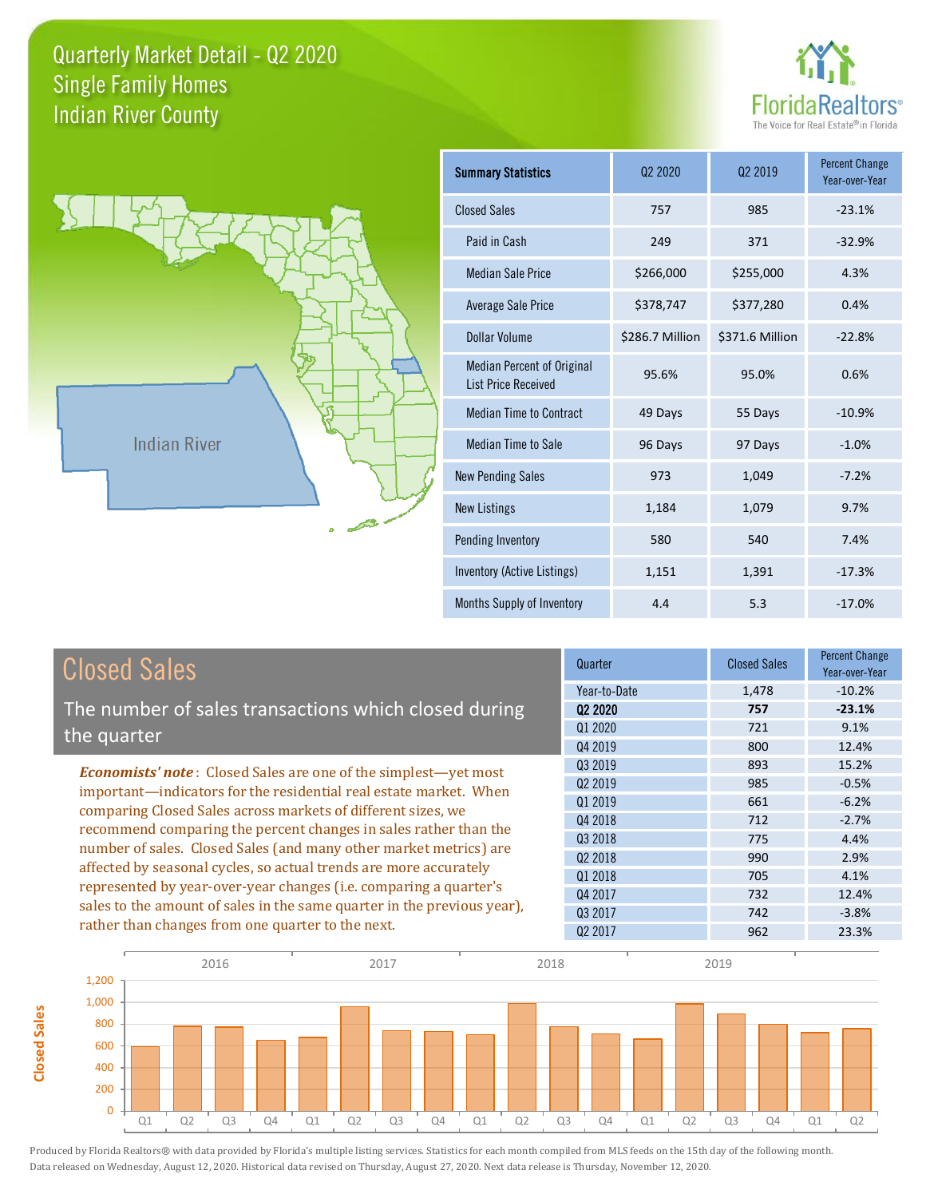# Quarterly Market Detail - Q2 2020
## Single Family Homes
## Indian River County

FloridaRealtors®
The Voice for Real Estate® in Florida

Indian River

| Summary Statistics | Q2 2020 | Q2 2019 | Percent Change Year-over-Year |
|---|---|---|---|
| Closed Sales | 757 | 985 | -23.1% |
| Paid in Cash | 249 | 371 | -32.9% |
| Median Sale Price | $266,000 | $255,000 | 4.3% |
| Average Sale Price | $378,747 | $377,280 | 0.4% |
| Dollar Volume | $286.7 Million | $371.6 Million | -22.8% |
| Median Percent of Original List Price Received | 95.6% | 95.0% | 0.6% |
| Median Time to Contract | 49 Days | 55 Days | -10.9% |
| Median Time to Sale | 96 Days | 97 Days | -1.0% |
| New Pending Sales | 973 | 1,049 | -7.2% |
| New Listings | 1,184 | 1,079 | 9.7% |
| Pending Inventory | 580 | 540 | 7.4% |
| Inventory (Active Listings) | 1,151 | 1,391 | -17.3% |
| Months Supply of Inventory | 4.4 | 5.3 | -17.0% |

## Closed Sales

The number of sales transactions which closed during the quarter

***Economists' note***: Closed Sales are one of the simplest—yet most important—indicators for the residential real estate market. When comparing Closed Sales across markets of different sizes, we recommend comparing the percent changes in sales rather than the number of sales. Closed Sales (and many other market metrics) are affected by seasonal cycles, so actual trends are more accurately represented by year-over-year changes (i.e. comparing a quarter's sales to the amount of sales in the same quarter in the previous year), rather than changes from one quarter to the next.

| Quarter | Closed Sales | Percent Change Year-over-Year |
|---|---|---|
| Year-to-Date | 1,478 | -10.2% |
| **Q2 2020** | **757** | **-23.1%** |
| Q1 2020 | 721 | 9.1% |
| Q4 2019 | 800 | 12.4% |
| Q3 2019 | 893 | 15.2% |
| Q2 2019 | 985 | -0.5% |
| Q1 2019 | 661 | -6.2% |
| Q4 2018 | 712 | -2.7% |
| Q3 2018 | 775 | 4.4% |
| Q2 2018 | 990 | 2.9% |
| Q1 2018 | 705 | 4.1% |
| Q4 2017 | 732 | 12.4% |
| Q3 2017 | 742 | -3.8% |
| Q2 2017 | 962 | 23.3% |

Closed Sales

2016 2017 2018 2019

1,200
1,000
800
600
400
200
0

Q1 Q2 Q3 Q4 Q1 Q2 Q3 Q4 Q1 Q2 Q3 Q4 Q1 Q2 Q3 Q4 Q1 Q2

Produced by Florida Realtors® with data provided by Florida's multiple listing services. Statistics for each month compiled from MLS feeds on the 15th day of the following month. Data released on Wednesday, August 12, 2020. Historical data revised on Thursday, August 27, 2020. Next data release is Thursday, November 12, 2020.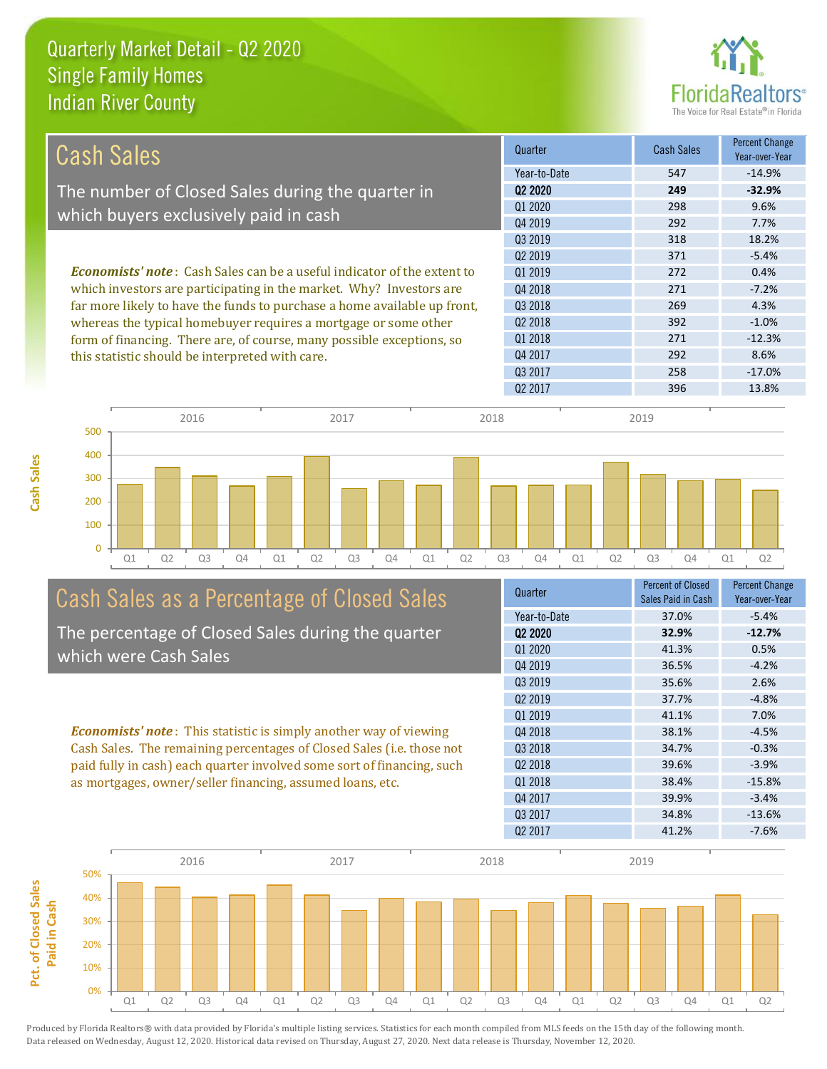# Quarterly Market Detail - Q2 2020
## Single Family Homes
## Indian River County

## Cash Sales

The number of Closed Sales during the quarter in which buyers exclusively paid in cash

***Economists' note***: Cash Sales can be a useful indicator of the extent to which investors are participating in the market. Why? Investors are far more likely to have the funds to purchase a home available up front, whereas the typical homebuyer requires a mortgage or some other form of financing. There are, of course, many possible exceptions, so this statistic should be interpreted with care.

| Quarter | Cash Sales | Percent Change Year-over-Year |
|---|---|---|
| Year-to-Date | 547 | -14.9% |
| **Q2 2020** | **249** | **-32.9%** |
| Q1 2020 | 298 | 9.6% |
| Q4 2019 | 292 | 7.7% |
| Q3 2019 | 318 | 18.2% |
| Q2 2019 | 371 | -5.4% |
| Q1 2019 | 272 | 0.4% |
| Q4 2018 | 271 | -7.2% |
| Q3 2018 | 269 | 4.3% |
| Q2 2018 | 392 | -1.0% |
| Q1 2018 | 271 | -12.3% |
| Q4 2017 | 292 | 8.6% |
| Q3 2017 | 258 | -17.0% |
| Q2 2017 | 396 | 13.8% |

Cash Sales

2016 2017 2018 2019

500
400
300
200
100
0

Q1 Q2 Q3 Q4 Q1 Q2 Q3 Q4 Q1 Q2 Q3 Q4 Q1 Q2 Q3 Q4 Q1 Q2

## Cash Sales as a Percentage of Closed Sales

The percentage of Closed Sales during the quarter which were Cash Sales

***Economists' note***: This statistic is simply another way of viewing Cash Sales. The remaining percentages of Closed Sales (i.e. those not paid fully in cash) each quarter involved some sort of financing, such as mortgages, owner/seller financing, assumed loans, etc.

| Quarter | Percent of Closed Sales Paid in Cash | Percent Change Year-over-Year |
|---|---|---|
| Year-to-Date | 37.0% | -5.4% |
| **Q2 2020** | **32.9%** | **-12.7%** |
| Q1 2020 | 41.3% | 0.5% |
| Q4 2019 | 36.5% | -4.2% |
| Q3 2019 | 35.6% | 2.6% |
| Q2 2019 | 37.7% | -4.8% |
| Q1 2019 | 41.1% | 7.0% |
| Q4 2018 | 38.1% | -4.5% |
| Q3 2018 | 34.7% | -0.3% |
| Q2 2018 | 39.6% | -3.9% |
| Q1 2018 | 38.4% | -15.8% |
| Q4 2017 | 39.9% | -3.4% |
| Q3 2017 | 34.8% | -13.6% |
| Q2 2017 | 41.2% | -7.6% |

Pct. of Closed Sales Paid in Cash

2016 2017 2018 2019

50%
40%
30%
20%
10%
0%

Q1 Q2 Q3 Q4 Q1 Q2 Q3 Q4 Q1 Q2 Q3 Q4 Q1 Q2 Q3 Q4 Q1 Q2

Produced by Florida Realtors® with data provided by Florida's multiple listing services. Statistics for each month compiled from MLS feeds on the 15th day of the following month. Data released on Wednesday, August 12, 2020. Historical data revised on Thursday, August 27, 2020. Next data release is Thursday, November 12, 2020.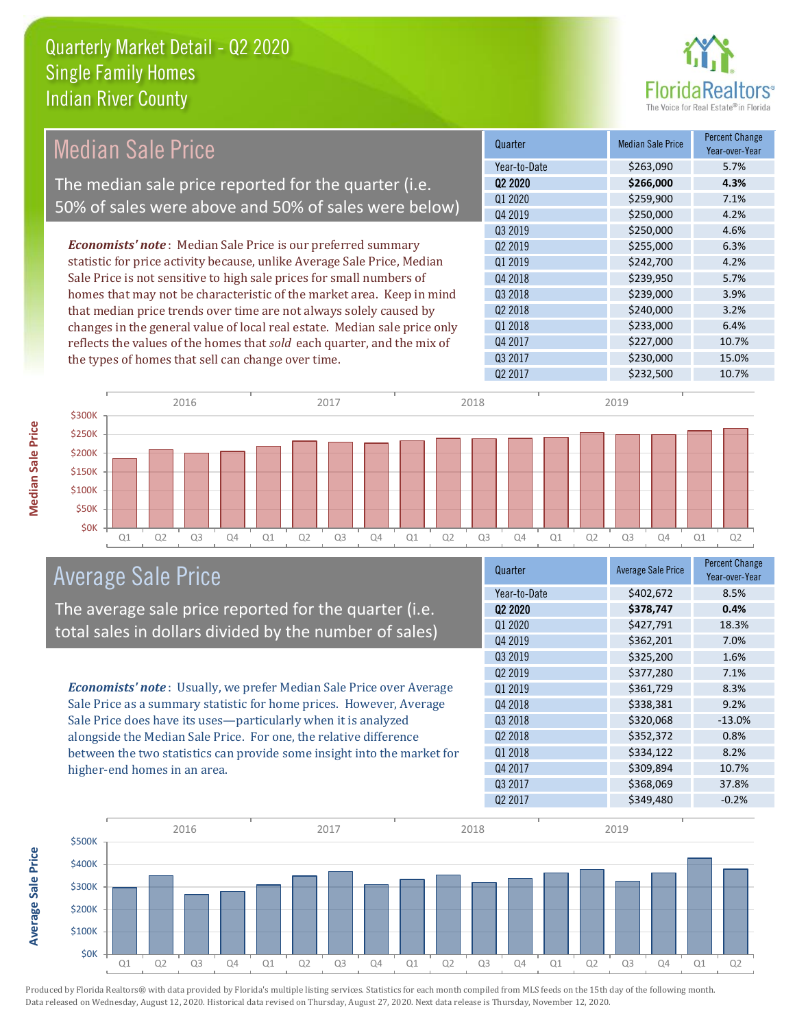# Quarterly Market Detail - Q2 2020
## Single Family Homes
## Indian River County

FloridaRealtors®
The Voice for Real Estate® in Florida

## Median Sale Price

The median sale price reported for the quarter (i.e. 50% of sales were above and 50% of sales were below)

***Economists' note***: Median Sale Price is our preferred summary statistic for price activity because, unlike Average Sale Price, Median Sale Price is not sensitive to high sale prices for small numbers of homes that may not be characteristic of the market area. Keep in mind that median price trends over time are not always solely caused by changes in the general value of local real estate. Median sale price only reflects the values of the homes that *sold* each quarter, and the mix of the types of homes that sell can change over time.

| Quarter | Median Sale Price | Percent Change Year-over-Year |
|---|---|---|
| Year-to-Date | $263,090 | 5.7% |
| **Q2 2020** | **$266,000** | **4.3%** |
| Q1 2020 | $259,900 | 7.1% |
| Q4 2019 | $250,000 | 4.2% |
| Q3 2019 | $250,000 | 4.6% |
| Q2 2019 | $255,000 | 6.3% |
| Q1 2019 | $242,700 | 4.2% |
| Q4 2018 | $239,950 | 5.7% |
| Q3 2018 | $239,000 | 3.9% |
| Q2 2018 | $240,000 | 3.2% |
| Q1 2018 | $233,000 | 6.4% |
| Q4 2017 | $227,000 | 10.7% |
| Q3 2017 | $230,000 | 15.0% |
| Q2 2017 | $232,500 | 10.7% |

Median Sale Price

2016 2017 2018 2019

$300K $250K $200K $150K $100K $50K $0K

Q1 Q2 Q3 Q4 Q1 Q2 Q3 Q4 Q1 Q2 Q3 Q4 Q1 Q2 Q3 Q4 Q1 Q2

## Average Sale Price

The average sale price reported for the quarter (i.e. total sales in dollars divided by the number of sales)

***Economists' note***: Usually, we prefer Median Sale Price over Average Sale Price as a summary statistic for home prices. However, Average Sale Price does have its uses—particularly when it is analyzed alongside the Median Sale Price. For one, the relative difference between the two statistics can provide some insight into the market for higher-end homes in an area.

| Quarter | Average Sale Price | Percent Change Year-over-Year |
|---|---|---|
| Year-to-Date | $402,672 | 8.5% |
| **Q2 2020** | **$378,747** | **0.4%** |
| Q1 2020 | $427,791 | 18.3% |
| Q4 2019 | $362,201 | 7.0% |
| Q3 2019 | $325,200 | 1.6% |
| Q2 2019 | $377,280 | 7.1% |
| Q1 2019 | $361,729 | 8.3% |
| Q4 2018 | $338,381 | 9.2% |
| Q3 2018 | $320,068 | -13.0% |
| Q2 2018 | $352,372 | 0.8% |
| Q1 2018 | $334,122 | 8.2% |
| Q4 2017 | $309,894 | 10.7% |
| Q3 2017 | $368,069 | 37.8% |
| Q2 2017 | $349,480 | -0.2% |

Average Sale Price

2016 2017 2018 2019

$500K $400K $300K $200K $100K $0K

Q1 Q2 Q3 Q4 Q1 Q2 Q3 Q4 Q1 Q2 Q3 Q4 Q1 Q2 Q3 Q4 Q1 Q2

Produced by Florida Realtors® with data provided by Florida's multiple listing services. Statistics for each month compiled from MLS feeds on the 15th day of the following month. Data released on Wednesday, August 12, 2020. Historical data revised on Thursday, August 27, 2020. Next data release is Thursday, November 12, 2020.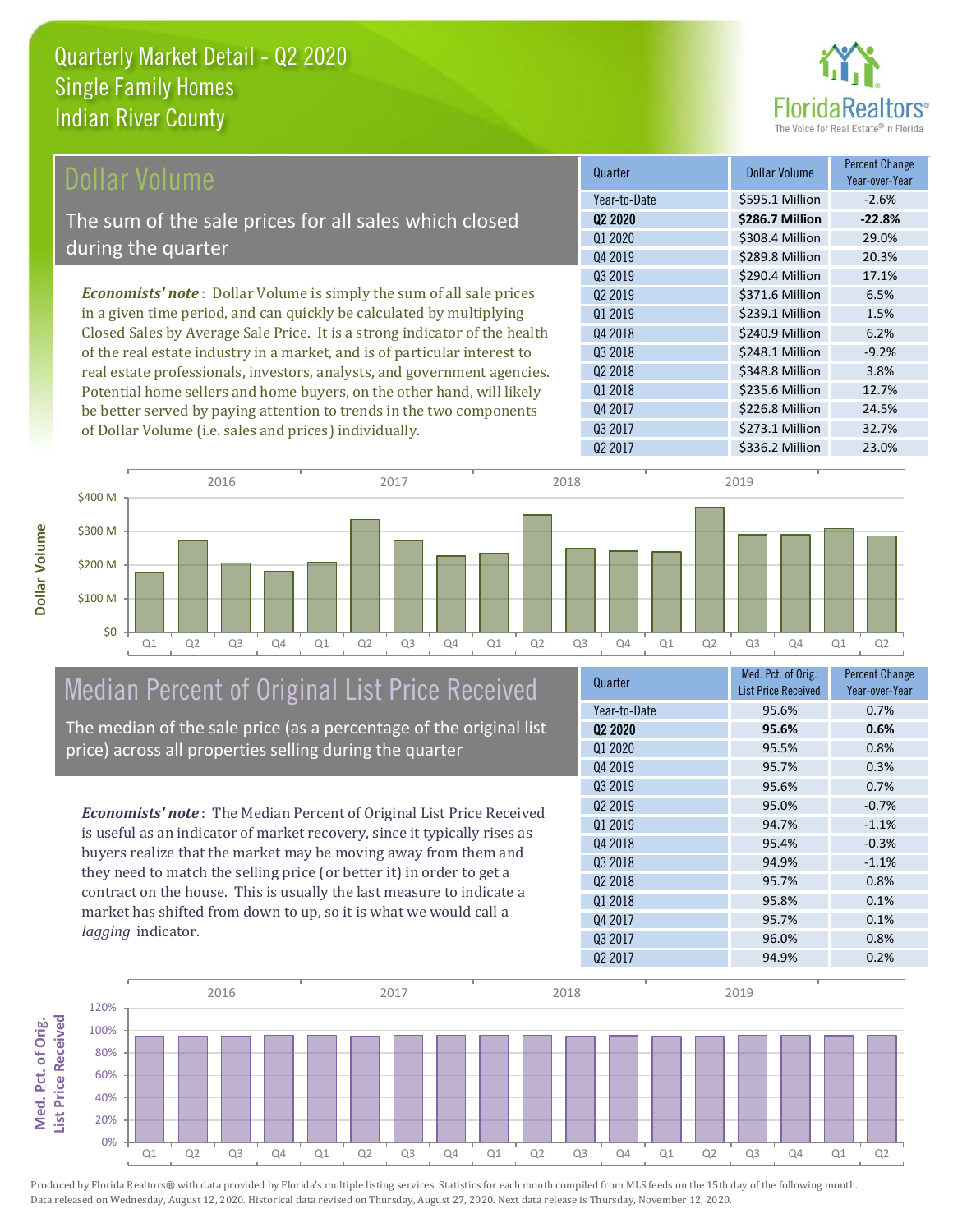# Quarterly Market Detail - Q2 2020
## Single Family Homes
## Indian River County

## Dollar Volume

The sum of the sale prices for all sales which closed during the quarter

*Economists' note*: Dollar Volume is simply the sum of all sale prices in a given time period, and can quickly be calculated by multiplying Closed Sales by Average Sale Price. It is a strong indicator of the health of the real estate industry in a market, and is of particular interest to real estate professionals, investors, analysts, and government agencies. Potential home sellers and home buyers, on the other hand, will likely be better served by paying attention to trends in the two components of Dollar Volume (i.e. sales and prices) individually.

| Quarter | Dollar Volume | Percent Change Year-over-Year |
|---|---|---|
| Year-to-Date | $595.1 Million | -2.6% |
| **Q2 2020** | **$286.7 Million** | **-22.8%** |
| Q1 2020 | $308.4 Million | 29.0% |
| Q4 2019 | $289.8 Million | 20.3% |
| Q3 2019 | $290.4 Million | 17.1% |
| Q2 2019 | $371.6 Million | 6.5% |
| Q1 2019 | $239.1 Million | 1.5% |
| Q4 2018 | $240.9 Million | 6.2% |
| Q3 2018 | $248.1 Million | -9.2% |
| Q2 2018 | $348.8 Million | 3.8% |
| Q1 2018 | $235.6 Million | 12.7% |
| Q4 2017 | $226.8 Million | 24.5% |
| Q3 2017 | $273.1 Million | 32.7% |
| Q2 2017 | $336.2 Million | 23.0% |

Dollar Volume

$400 M
$300 M
$200 M
$100 M
$0

2016 2017 2018 2019

Q1 Q2 Q3 Q4 Q1 Q2 Q3 Q4 Q1 Q2 Q3 Q4 Q1 Q2 Q3 Q4 Q1 Q2

## Median Percent of Original List Price Received

The median of the sale price (as a percentage of the original list price) across all properties selling during the quarter

*Economists' note*: The Median Percent of Original List Price Received is useful as an indicator of market recovery, since it typically rises as buyers realize that the market may be moving away from them and they need to match the selling price (or better it) in order to get a contract on the house. This is usually the last measure to indicate a market has shifted from down to up, so it is what we would call a *lagging* indicator.

| Quarter | Med. Pct. of Orig. List Price Received | Percent Change Year-over-Year |
|---|---|---|
| Year-to-Date | 95.6% | 0.7% |
| **Q2 2020** | **95.6%** | **0.6%** |
| Q1 2020 | 95.5% | 0.8% |
| Q4 2019 | 95.7% | 0.3% |
| Q3 2019 | 95.6% | 0.7% |
| Q2 2019 | 95.0% | -0.7% |
| Q1 2019 | 94.7% | -1.1% |
| Q4 2018 | 95.4% | -0.3% |
| Q3 2018 | 94.9% | -1.1% |
| Q2 2018 | 95.7% | 0.8% |
| Q1 2018 | 95.8% | 0.1% |
| Q4 2017 | 95.7% | 0.1% |
| Q3 2017 | 96.0% | 0.8% |
| Q2 2017 | 94.9% | 0.2% |

Med. Pct. of Orig. List Price Received

120%
100%
80%
60%
40%
20%
0%

2016 2017 2018 2019

Q1 Q2 Q3 Q4 Q1 Q2 Q3 Q4 Q1 Q2 Q3 Q4 Q1 Q2 Q3 Q4 Q1 Q2

Produced by Florida Realtors® with data provided by Florida's multiple listing services. Statistics for each month compiled from MLS feeds on the 15th day of the following month. Data released on Wednesday, August 12, 2020. Historical data revised on Thursday, August 27, 2020. Next data release is Thursday, November 12, 2020.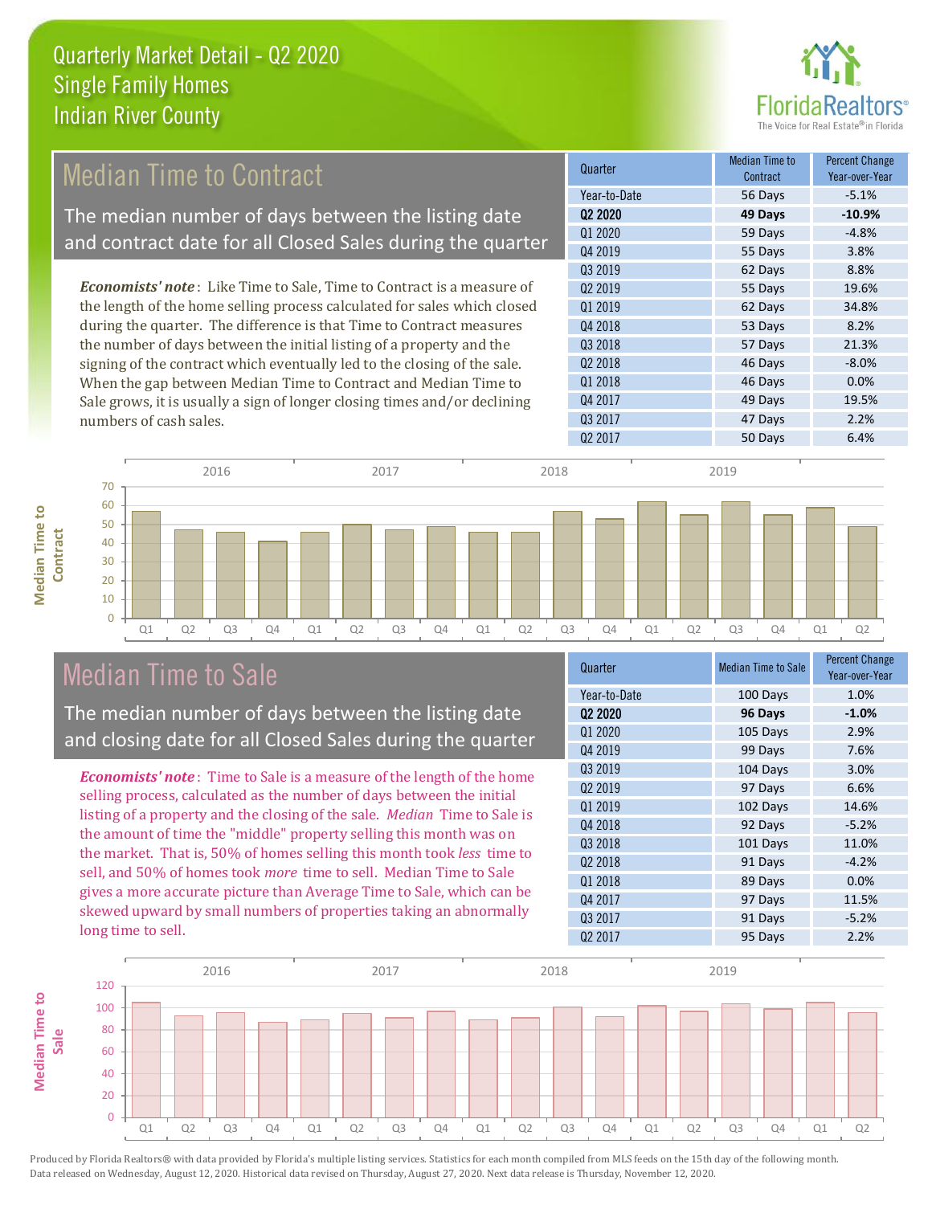# Quarterly Market Detail - Q2 2020
## Single Family Homes
## Indian River County

## Median Time to Contract

The median number of days between the listing date and contract date for all Closed Sales during the quarter

***Economists' note***: Like Time to Sale, Time to Contract is a measure of the length of the home selling process calculated for sales which closed during the quarter. The difference is that Time to Contract measures the number of days between the initial listing of a property and the signing of the contract which eventually led to the closing of the sale. When the gap between Median Time to Contract and Median Time to Sale grows, it is usually a sign of longer closing times and/or declining numbers of cash sales.

| Quarter | Median Time to Contract | Percent Change Year-over-Year |
|---|---|---|
| Year-to-Date | 56 Days | -5.1% |
| **Q2 2020** | **49 Days** | **-10.9%** |
| Q1 2020 | 59 Days | -4.8% |
| Q4 2019 | 55 Days | 3.8% |
| Q3 2019 | 62 Days | 8.8% |
| Q2 2019 | 55 Days | 19.6% |
| Q1 2019 | 62 Days | 34.8% |
| Q4 2018 | 53 Days | 8.2% |
| Q3 2018 | 57 Days | 21.3% |
| Q2 2018 | 46 Days | -8.0% |
| Q1 2018 | 46 Days | 0.0% |
| Q4 2017 | 49 Days | 19.5% |
| Q3 2017 | 47 Days | 2.2% |
| Q2 2017 | 50 Days | 6.4% |

Median Time to Contract

2016 2017 2018 2019

0 10 20 30 40 50 60 70

Q1 Q2 Q3 Q4 Q1 Q2 Q3 Q4 Q1 Q2 Q3 Q4 Q1 Q2 Q3 Q4 Q1 Q2

## Median Time to Sale

The median number of days between the listing date and closing date for all Closed Sales during the quarter

***Economists' note***: Time to Sale is a measure of the length of the home selling process, calculated as the number of days between the initial listing of a property and the closing of the sale. *Median* Time to Sale is the amount of time the "middle" property selling this month was on the market. That is, 50% of homes selling this month took *less* time to sell, and 50% of homes took *more* time to sell. Median Time to Sale gives a more accurate picture than Average Time to Sale, which can be skewed upward by small numbers of properties taking an abnormally long time to sell.

| Quarter | Median Time to Sale | Percent Change Year-over-Year |
|---|---|---|
| Year-to-Date | 100 Days | 1.0% |
| **Q2 2020** | **96 Days** | **-1.0%** |
| Q1 2020 | 105 Days | 2.9% |
| Q4 2019 | 99 Days | 7.6% |
| Q3 2019 | 104 Days | 3.0% |
| Q2 2019 | 97 Days | 6.6% |
| Q1 2019 | 102 Days | 14.6% |
| Q4 2018 | 92 Days | -5.2% |
| Q3 2018 | 101 Days | 11.0% |
| Q2 2018 | 91 Days | -4.2% |
| Q1 2018 | 89 Days | 0.0% |
| Q4 2017 | 97 Days | 11.5% |
| Q3 2017 | 91 Days | -5.2% |
| Q2 2017 | 95 Days | 2.2% |

Median Time to Sale

2016 2017 2018 2019

0 20 40 60 80 100 120

Q1 Q2 Q3 Q4 Q1 Q2 Q3 Q4 Q1 Q2 Q3 Q4 Q1 Q2 Q3 Q4 Q1 Q2

Produced by Florida Realtors® with data provided by Florida's multiple listing services. Statistics for each month compiled from MLS feeds on the 15th day of the following month. Data released on Wednesday, August 12, 2020. Historical data revised on Thursday, August 27, 2020. Next data release is Thursday, November 12, 2020.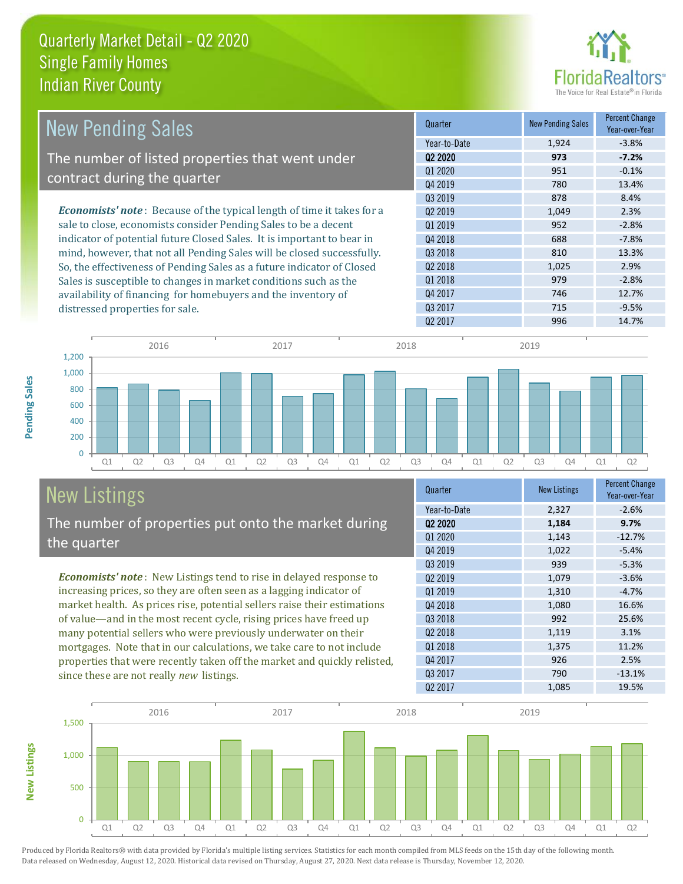# Quarterly Market Detail - Q2 2020
## Single Family Homes
## Indian River County

## New Pending Sales

The number of listed properties that went under contract during the quarter

***Economists' note***: Because of the typical length of time it takes for a sale to close, economists consider Pending Sales to be a decent indicator of potential future Closed Sales. It is important to bear in mind, however, that not all Pending Sales will be closed successfully. So, the effectiveness of Pending Sales as a future indicator of Closed Sales is susceptible to changes in market conditions such as the availability of financing for homebuyers and the inventory of distressed properties for sale.

| Quarter | New Pending Sales | Percent Change Year-over-Year |
|---|---|---|
| Year-to-Date | 1,924 | -3.8% |
| **Q2 2020** | **973** | **-7.2%** |
| Q1 2020 | 951 | -0.1% |
| Q4 2019 | 780 | 13.4% |
| Q3 2019 | 878 | 8.4% |
| Q2 2019 | 1,049 | 2.3% |
| Q1 2019 | 952 | -2.8% |
| Q4 2018 | 688 | -7.8% |
| Q3 2018 | 810 | 13.3% |
| Q2 2018 | 1,025 | 2.9% |
| Q1 2018 | 979 | -2.8% |
| Q4 2017 | 746 | 12.7% |
| Q3 2017 | 715 | -9.5% |
| Q2 2017 | 996 | 14.7% |

## New Listings

The number of properties put onto the market during the quarter

***Economists' note***: New Listings tend to rise in delayed response to increasing prices, so they are often seen as a lagging indicator of market health. As prices rise, potential sellers raise their estimations of value—and in the most recent cycle, rising prices have freed up many potential sellers who were previously underwater on their mortgages. Note that in our calculations, we take care to not include properties that were recently taken off the market and quickly relisted, since these are not really *new* listings.

| Quarter | New Listings | Percent Change Year-over-Year |
|---|---|---|
| Year-to-Date | 2,327 | -2.6% |
| **Q2 2020** | **1,184** | **9.7%** |
| Q1 2020 | 1,143 | -12.7% |
| Q4 2019 | 1,022 | -5.4% |
| Q3 2019 | 939 | -5.3% |
| Q2 2019 | 1,079 | -3.6% |
| Q1 2019 | 1,310 | -4.7% |
| Q4 2018 | 1,080 | 16.6% |
| Q3 2018 | 992 | 25.6% |
| Q2 2018 | 1,119 | 3.1% |
| Q1 2018 | 1,375 | 11.2% |
| Q4 2017 | 926 | 2.5% |
| Q3 2017 | 790 | -13.1% |
| Q2 2017 | 1,085 | 19.5% |

Produced by Florida Realtors® with data provided by Florida's multiple listing services. Statistics for each month compiled from MLS feeds on the 15th day of the following month. Data released on Wednesday, August 12, 2020. Historical data revised on Thursday, August 27, 2020. Next data release is Thursday, November 12, 2020.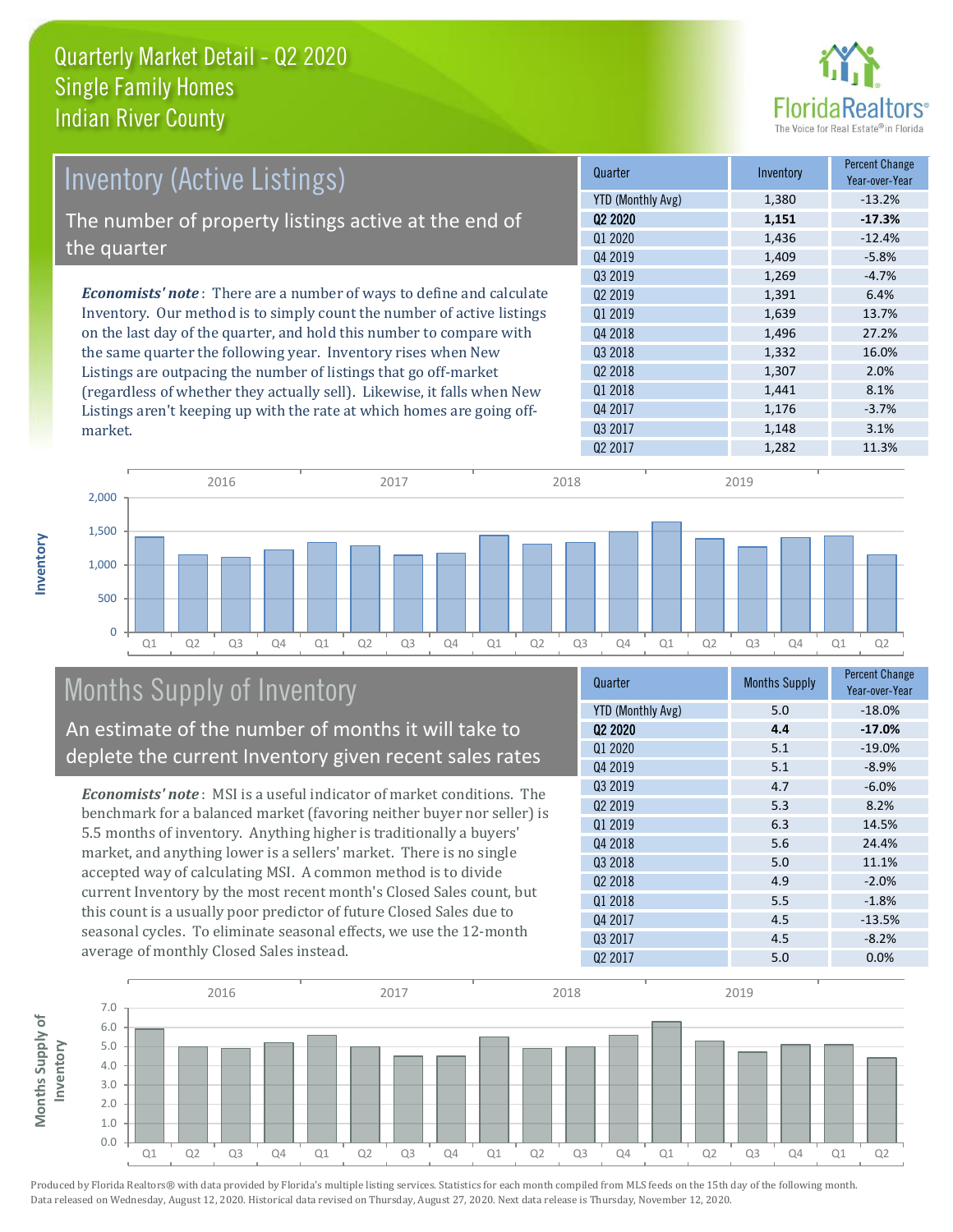# Quarterly Market Detail - Q2 2020
## Single Family Homes
## Indian River County

FloridaRealtors® The Voice for Real Estate® in Florida

## Inventory (Active Listings)

The number of property listings active at the end of the quarter

*Economists' note*: There are a number of ways to define and calculate Inventory. Our method is to simply count the number of active listings on the last day of the quarter, and hold this number to compare with the same quarter the following year. Inventory rises when New Listings are outpacing the number of listings that go off-market (regardless of whether they actually sell). Likewise, it falls when New Listings aren't keeping up with the rate at which homes are going off-market.

| Quarter | Inventory | Percent Change Year-over-Year |
|---|---|---|
| YTD (Monthly Avg) | 1,380 | -13.2% |
| **Q2 2020** | **1,151** | **-17.3%** |
| Q1 2020 | 1,436 | -12.4% |
| Q4 2019 | 1,409 | -5.8% |
| Q3 2019 | 1,269 | -4.7% |
| Q2 2019 | 1,391 | 6.4% |
| Q1 2019 | 1,639 | 13.7% |
| Q4 2018 | 1,496 | 27.2% |
| Q3 2018 | 1,332 | 16.0% |
| Q2 2018 | 1,307 | 2.0% |
| Q1 2018 | 1,441 | 8.1% |
| Q4 2017 | 1,176 | -3.7% |
| Q3 2017 | 1,148 | 3.1% |
| Q2 2017 | 1,282 | 11.3% |

Inventory

2016 2017 2018 2019

2,000 1,500 1,000 500 0

Q1 Q2 Q3 Q4 Q1 Q2 Q3 Q4 Q1 Q2 Q3 Q4 Q1 Q2 Q3 Q4 Q1 Q2

## Months Supply of Inventory

An estimate of the number of months it will take to deplete the current Inventory given recent sales rates

*Economists' note*: MSI is a useful indicator of market conditions. The benchmark for a balanced market (favoring neither buyer nor seller) is 5.5 months of inventory. Anything higher is traditionally a buyers' market, and anything lower is a sellers' market. There is no single accepted way of calculating MSI. A common method is to divide current Inventory by the most recent month's Closed Sales count, but this count is a usually poor predictor of future Closed Sales due to seasonal cycles. To eliminate seasonal effects, we use the 12-month average of monthly Closed Sales instead.

| Quarter | Months Supply | Percent Change Year-over-Year |
|---|---|---|
| YTD (Monthly Avg) | 5.0 | -18.0% |
| **Q2 2020** | **4.4** | **-17.0%** |
| Q1 2020 | 5.1 | -19.0% |
| Q4 2019 | 5.1 | -8.9% |
| Q3 2019 | 4.7 | -6.0% |
| Q2 2019 | 5.3 | 8.2% |
| Q1 2019 | 6.3 | 14.5% |
| Q4 2018 | 5.6 | 24.4% |
| Q3 2018 | 5.0 | 11.1% |
| Q2 2018 | 4.9 | -2.0% |
| Q1 2018 | 5.5 | -1.8% |
| Q4 2017 | 4.5 | -13.5% |
| Q3 2017 | 4.5 | -8.2% |
| Q2 2017 | 5.0 | 0.0% |

Months Supply of Inventory

2016 2017 2018 2019

7.0 6.0 5.0 4.0 3.0 2.0 1.0 0.0

Q1 Q2 Q3 Q4 Q1 Q2 Q3 Q4 Q1 Q2 Q3 Q4 Q1 Q2 Q3 Q4 Q1 Q2

Produced by Florida Realtors® with data provided by Florida's multiple listing services. Statistics for each month compiled from MLS feeds on the 15th day of the following month. Data released on Wednesday, August 12, 2020. Historical data revised on Thursday, August 27, 2020. Next data release is Thursday, November 12, 2020.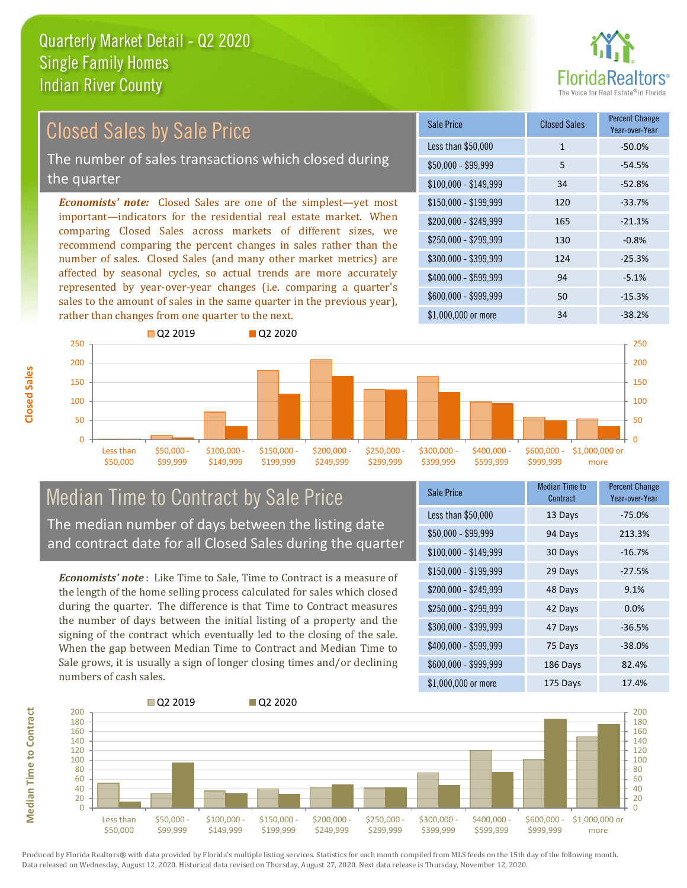# Quarterly Market Detail - Q2 2020
## Single Family Homes
## Indian River County

## Closed Sales by Sale Price

The number of sales transactions which closed during the quarter

***Economists' note:*** Closed Sales are one of the simplest—yet most important—indicators for the residential real estate market. When comparing Closed Sales across markets of different sizes, we recommend comparing the percent changes in sales rather than the number of sales. Closed Sales (and many other market metrics) are affected by seasonal cycles, so actual trends are more accurately represented by year-over-year changes (i.e. comparing a quarter's sales to the amount of sales in the same quarter in the previous year), rather than changes from one quarter to the next.

| Sale Price | Closed Sales | Percent Change Year-over-Year |
|---|---|---|
| Less than $50,000 | 1 | -50.0% |
| $50,000 - $99,999 | 5 | -54.5% |
| $100,000 - $149,999 | 34 | -52.8% |
| $150,000 - $199,999 | 120 | -33.7% |
| $200,000 - $249,999 | 165 | -21.1% |
| $250,000 - $299,999 | 130 | -0.8% |
| $300,000 - $399,999 | 124 | -25.3% |
| $400,000 - $599,999 | 94 | -5.1% |
| $600,000 - $999,999 | 50 | -15.3% |
| $1,000,000 or more | 34 | -38.2% |

Q2 2019 Q2 2020

Closed Sales

0 50 100 150 200 250

Less than $50,000 | $50,000 - $99,999 | $100,000 - $149,999 | $150,000 - $199,999 | $200,000 - $249,999 | $250,000 - $299,999 | $300,000 - $399,999 | $400,000 - $599,999 | $600,000 - $999,999 | $1,000,000 or more

## Median Time to Contract by Sale Price

The median number of days between the listing date and contract date for all Closed Sales during the quarter

***Economists' note*** : Like Time to Sale, Time to Contract is a measure of the length of the home selling process calculated for sales which closed during the quarter. The difference is that Time to Contract measures the number of days between the initial listing of a property and the signing of the contract which eventually led to the closing of the sale. When the gap between Median Time to Contract and Median Time to Sale grows, it is usually a sign of longer closing times and/or declining numbers of cash sales.

| Sale Price | Median Time to Contract | Percent Change Year-over-Year |
|---|---|---|
| Less than $50,000 | 13 Days | -75.0% |
| $50,000 - $99,999 | 94 Days | 213.3% |
| $100,000 - $149,999 | 30 Days | -16.7% |
| $150,000 - $199,999 | 29 Days | -27.5% |
| $200,000 - $249,999 | 48 Days | 9.1% |
| $250,000 - $299,999 | 42 Days | 0.0% |
| $300,000 - $399,999 | 47 Days | -36.5% |
| $400,000 - $599,999 | 75 Days | -38.0% |
| $600,000 - $999,999 | 186 Days | 82.4% |
| $1,000,000 or more | 175 Days | 17.4% |

Q2 2019 Q2 2020

Median Time to Contract

0 20 40 60 80 100 120 140 160 180 200

Less than $50,000 | $50,000 - $99,999 | $100,000 - $149,999 | $150,000 - $199,999 | $200,000 - $249,999 | $250,000 - $299,999 | $300,000 - $399,999 | $400,000 - $599,999 | $600,000 - $999,999 | $1,000,000 or more

Produced by Florida Realtors® with data provided by Florida's multiple listing services. Statistics for each month compiled from MLS feeds on the 15th day of the following month. Data released on Wednesday, August 12, 2020. Historical data revised on Thursday, August 27, 2020. Next data release is Thursday, November 12, 2020.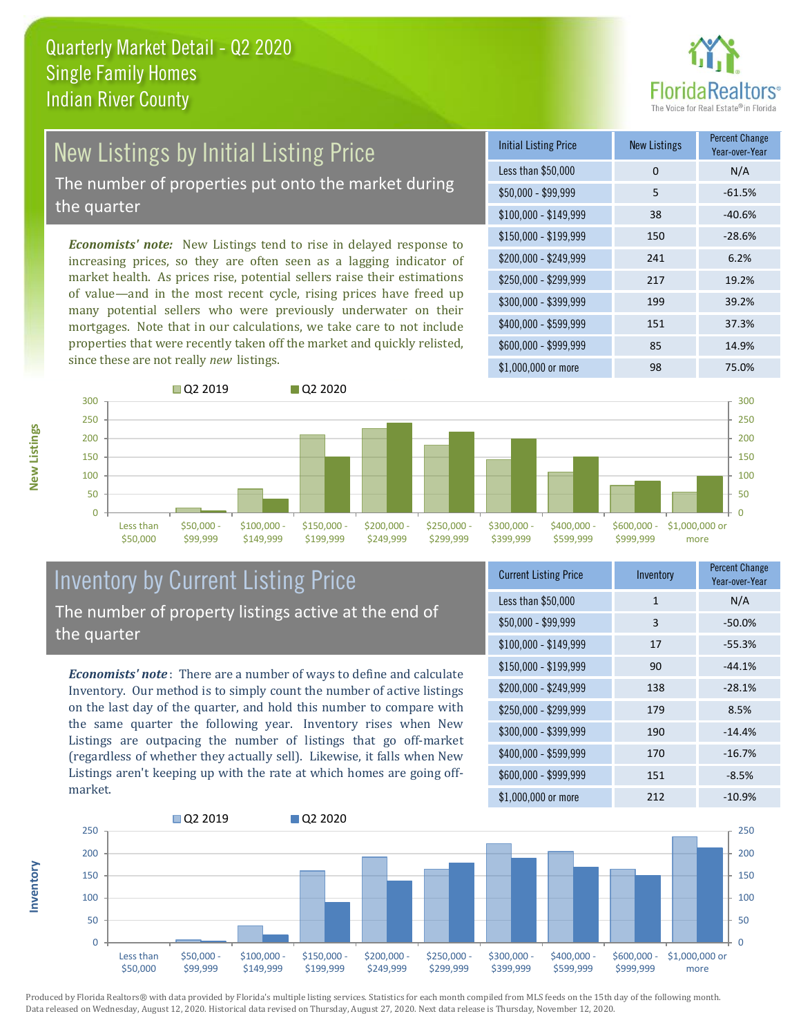# Quarterly Market Detail - Q2 2020
## Single Family Homes
## Indian River County

FloridaRealtors® The Voice for Real Estate® in Florida

## New Listings by Initial Listing Price

The number of properties put onto the market during the quarter

*Economists' note:* New Listings tend to rise in delayed response to increasing prices, so they are often seen as a lagging indicator of market health. As prices rise, potential sellers raise their estimations of value—and in the most recent cycle, rising prices have freed up many potential sellers who were previously underwater on their mortgages. Note that in our calculations, we take care to not include properties that were recently taken off the market and quickly relisted, since these are not really *new* listings.

| Initial Listing Price | New Listings | Percent Change Year-over-Year |
|---|---|---|
| Less than $50,000 | 0 | N/A |
| $50,000 - $99,999 | 5 | -61.5% |
| $100,000 - $149,999 | 38 | -40.6% |
| $150,000 - $199,999 | 150 | -28.6% |
| $200,000 - $249,999 | 241 | 6.2% |
| $250,000 - $299,999 | 217 | 19.2% |
| $300,000 - $399,999 | 199 | 39.2% |
| $400,000 - $599,999 | 151 | 37.3% |
| $600,000 - $999,999 | 85 | 14.9% |
| $1,000,000 or more | 98 | 75.0% |

Q2 2019 Q2 2020

New Listings

0 50 100 150 200 250 300

Less than $50,000; $50,000 - $99,999; $100,000 - $149,999; $150,000 - $199,999; $200,000 - $249,999; $250,000 - $299,999; $300,000 - $399,999; $400,000 - $599,999; $600,000 - $999,999; $1,000,000 or more

## Inventory by Current Listing Price

The number of property listings active at the end of the quarter

***Economists' note***: There are a number of ways to define and calculate Inventory. Our method is to simply count the number of active listings on the last day of the quarter, and hold this number to compare with the same quarter the following year. Inventory rises when New Listings are outpacing the number of listings that go off-market (regardless of whether they actually sell). Likewise, it falls when New Listings aren't keeping up with the rate at which homes are going off-market.

| Current Listing Price | Inventory | Percent Change Year-over-Year |
|---|---|---|
| Less than $50,000 | 1 | N/A |
| $50,000 - $99,999 | 3 | -50.0% |
| $100,000 - $149,999 | 17 | -55.3% |
| $150,000 - $199,999 | 90 | -44.1% |
| $200,000 - $249,999 | 138 | -28.1% |
| $250,000 - $299,999 | 179 | 8.5% |
| $300,000 - $399,999 | 190 | -14.4% |
| $400,000 - $599,999 | 170 | -16.7% |
| $600,000 - $999,999 | 151 | -8.5% |
| $1,000,000 or more | 212 | -10.9% |

Q2 2019 Q2 2020

Inventory

0 50 100 150 200 250

Less than $50,000; $50,000 - $99,999; $100,000 - $149,999; $150,000 - $199,999; $200,000 - $249,999; $250,000 - $299,999; $300,000 - $399,999; $400,000 - $599,999; $600,000 - $999,999; $1,000,000 or more

Produced by Florida Realtors® with data provided by Florida's multiple listing services. Statistics for each month compiled from MLS feeds on the 15th day of the following month. Data released on Wednesday, August 12, 2020. Historical data revised on Thursday, August 27, 2020. Next data release is Thursday, November 12, 2020.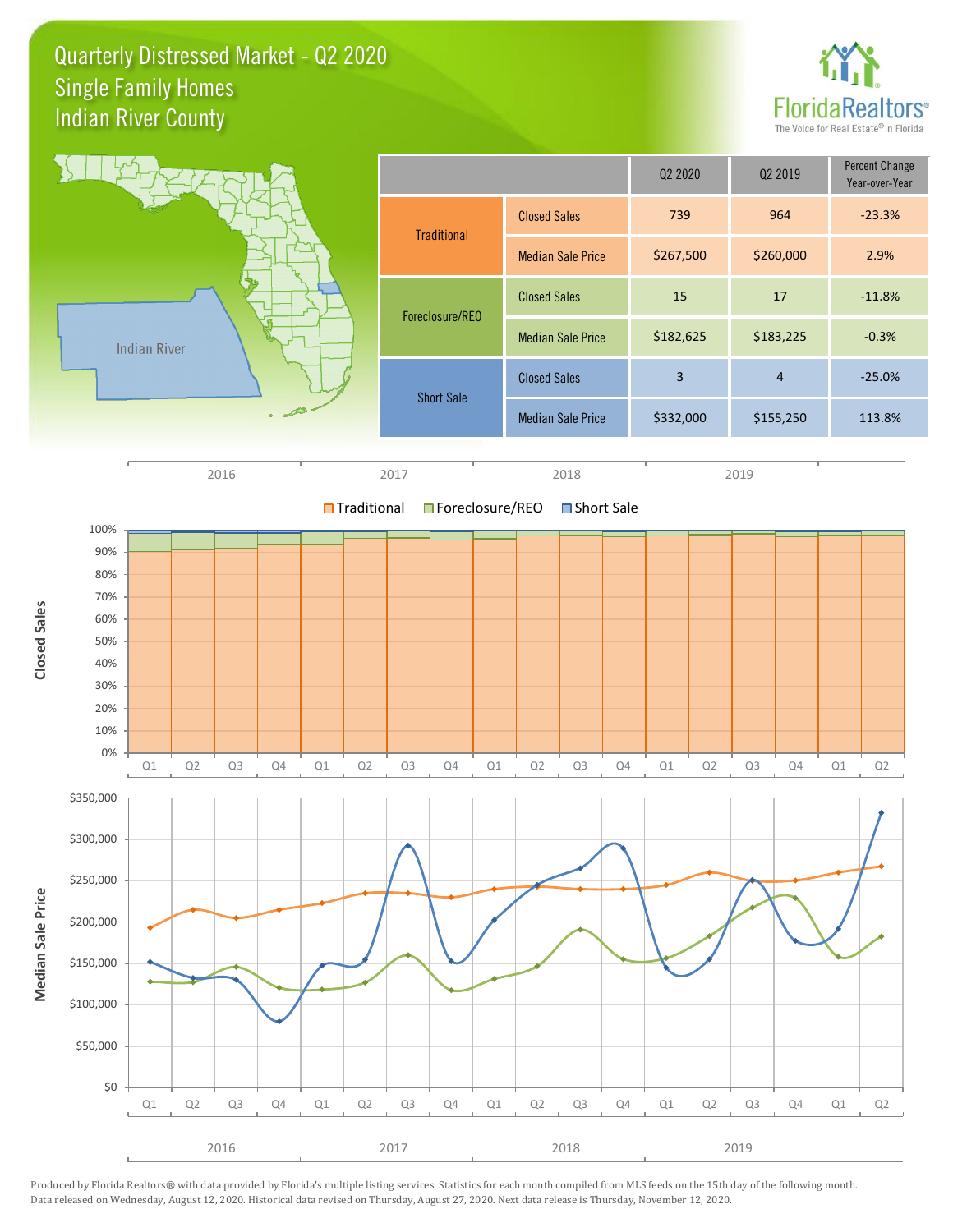# Quarterly Distressed Market - Q2 2020
## Single Family Homes
## Indian River County

FloridaRealtors®
The Voice for Real Estate® in Florida

Indian River

| | | Q2 2020 | Q2 2019 | Percent Change Year-over-Year |
|---|---|---|---|---|
| Traditional | Closed Sales | 739 | 964 | -23.3% |
| | Median Sale Price | $267,500 | $260,000 | 2.9% |
| Foreclosure/REO | Closed Sales | 15 | 17 | -11.8% |
| | Median Sale Price | $182,625 | $183,225 | -0.3% |
| Short Sale | Closed Sales | 3 | 4 | -25.0% |
| | Median Sale Price | $332,000 | $155,250 | 113.8% |

2016 2017 2018 2019

Traditional Foreclosure/REO Short Sale

Closed Sales

100% 90% 80% 70% 60% 50% 40% 30% 20% 10% 0%

Q1 Q2 Q3 Q4 Q1 Q2 Q3 Q4 Q1 Q2 Q3 Q4 Q1 Q2 Q3 Q4 Q1 Q2

Median Sale Price

$350,000 $300,000 $250,000 $200,000 $150,000 $100,000 $50,000 $0

Q1 Q2 Q3 Q4 Q1 Q2 Q3 Q4 Q1 Q2 Q3 Q4 Q1 Q2 Q3 Q4 Q1 Q2

2016 2017 2018 2019

Produced by Florida Realtors® with data provided by Florida's multiple listing services. Statistics for each month compiled from MLS feeds on the 15th day of the following month. Data released on Wednesday, August 12, 2020. Historical data revised on Thursday, August 27, 2020. Next data release is Thursday, November 12, 2020.